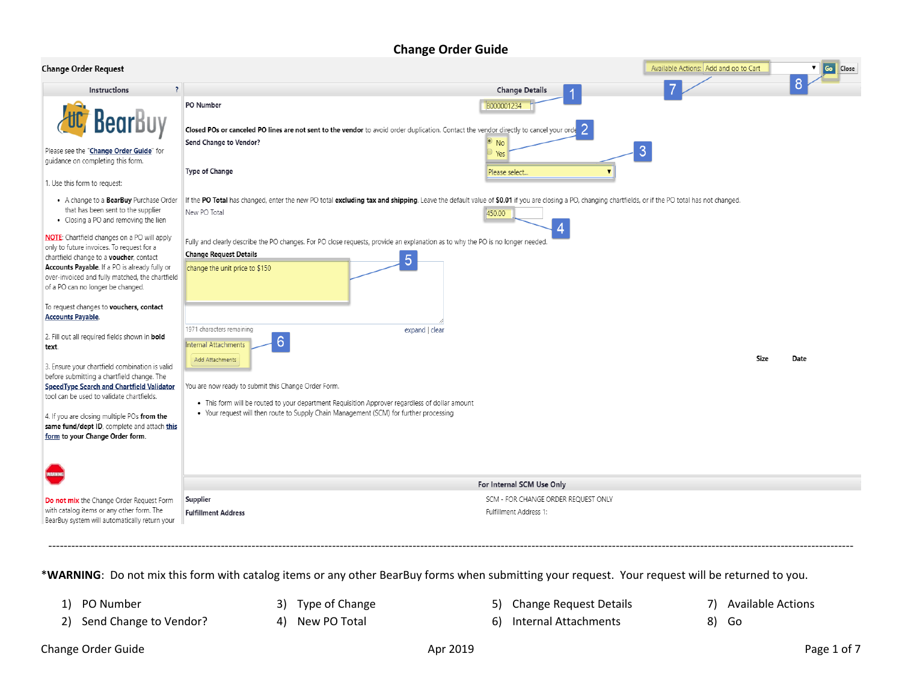# Change Order Guide

## Change Order Request

Available Actions: Add and go to Cart | Go | Close

### Instructions

BearBuy

Please see the "Change Order Guide" for guidance on completing this form.

1. Use this form to request:
   - A change to a **BearBuy** Purchase Order that has been sent to the supplier
   - Closing a PO and removing the lien

NOTE: Chartfield changes on a PO will apply only to future invoices. To request for a chartfield change to a **voucher**, contact **Accounts Payable**. If a PO is already fully or over-invoiced and fully matched, the chartfield of a PO can no longer be changed.

To request changes to **vouchers, contact Accounts Payable**.

2. Fill out all required fields shown in **bold text**.

3. Ensure your chartfield combination is valid before submitting a chartfield change. The **SpeedType Search and Chartfield Validator** tool can be used to validate chartfields.

4. If you are closing multiple POs **from the same fund/dept ID**, complete and attach **this form** to **your Change Order form**.

WARNING

**Do not mix** the Change Order Request Form with catalog items or any other form. The BearBuy system will automatically return your

### Change Details

**PO Number** — B000001234 (1)

**Closed POs or canceled PO lines are not sent to the vendor** to avoid order duplication. Contact the vendor directly to cancel your orde

**Send Change to Vendor?** — No / Yes (2)

**Type of Change** — Please select... (3)

If the **PO Total** has changed, enter the new PO total **excluding tax and shipping**. Leave the default value of **$0.01** if you are closing a PO, changing chartfields, or if the PO total has not changed.

New PO Total — 450.00 (4)

Fully and clearly describe the PO changes. For PO close requests, provide an explanation as to why the PO is no longer needed.

**Change Request Details** — change the unit price to $150 (5)

1971 characters remaining — expand | clear

Internal Attachments — Add Attachments (6) — Size — Date

You are now ready to submit this Change Order Form.

- This form will be routed to your department Requisition Approver regardless of dollar amount
- Your request will then route to Supply Chain Management (SCM) for further processing

### For Internal SCM Use Only

**Supplier** — SCM - FOR CHANGE ORDER REQUEST ONLY

**Fulfillment Address** — Fulfillment Address 1:

---

***WARNING**: Do not mix this form with catalog items or any other BearBuy forms when submitting your request. Your request will be returned to you.

1) PO Number
2) Send Change to Vendor?
3) Type of Change
4) New PO Total
5) Change Request Details
6) Internal Attachments
7) Available Actions
8) Go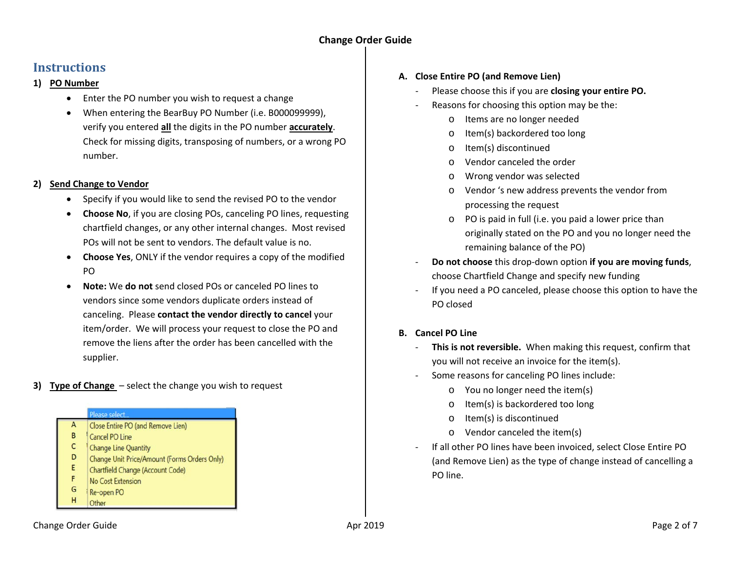## Instructions

**1) PO Number**

- Enter the PO number you wish to request a change
- When entering the BearBuy PO Number (i.e. B000099999), verify you entered **all** the digits in the PO number **accurately**. Check for missing digits, transposing of numbers, or a wrong PO number.

**2) Send Change to Vendor**

- Specify if you would like to send the revised PO to the vendor
- **Choose No**, if you are closing POs, canceling PO lines, requesting chartfield changes, or any other internal changes. Most revised POs will not be sent to vendors. The default value is no.
- **Choose Yes**, ONLY if the vendor requires a copy of the modified PO
- **Note:** We **do not** send closed POs or canceled PO lines to vendors since some vendors duplicate orders instead of canceling. Please **contact the vendor directly to cancel** your item/order. We will process your request to close the PO and remove the liens after the order has been cancelled with the supplier.

**3) Type of Change** – select the change you wish to request

Please select...

| | |
|---|---|
| A | Close Entire PO (and Remove Lien) |
| B | Cancel PO Line |
| C | Change Line Quantity |
| D | Change Unit Price/Amount (Forms Orders Only) |
| E | Chartfield Change (Account Code) |
| F | No Cost Extension |
| G | Re-open PO |
| H | Other |

**A. Close Entire PO (and Remove Lien)**

- Please choose this if you are **closing your entire PO.**
- Reasons for choosing this option may be the:
  - Items are no longer needed
  - Item(s) backordered too long
  - Item(s) discontinued
  - Vendor canceled the order
  - Wrong vendor was selected
  - Vendor 's new address prevents the vendor from processing the request
  - PO is paid in full (i.e. you paid a lower price than originally stated on the PO and you no longer need the remaining balance of the PO)
- **Do not choose** this drop-down option **if you are moving funds**, choose Chartfield Change and specify new funding
- If you need a PO canceled, please choose this option to have the PO closed

**B. Cancel PO Line**

- **This is not reversible.** When making this request, confirm that you will not receive an invoice for the item(s).
- Some reasons for canceling PO lines include:
  - You no longer need the item(s)
  - Item(s) is backordered too long
  - Item(s) is discontinued
  - Vendor canceled the item(s)
- If all other PO lines have been invoiced, select Close Entire PO (and Remove Lien) as the type of change instead of cancelling a PO line.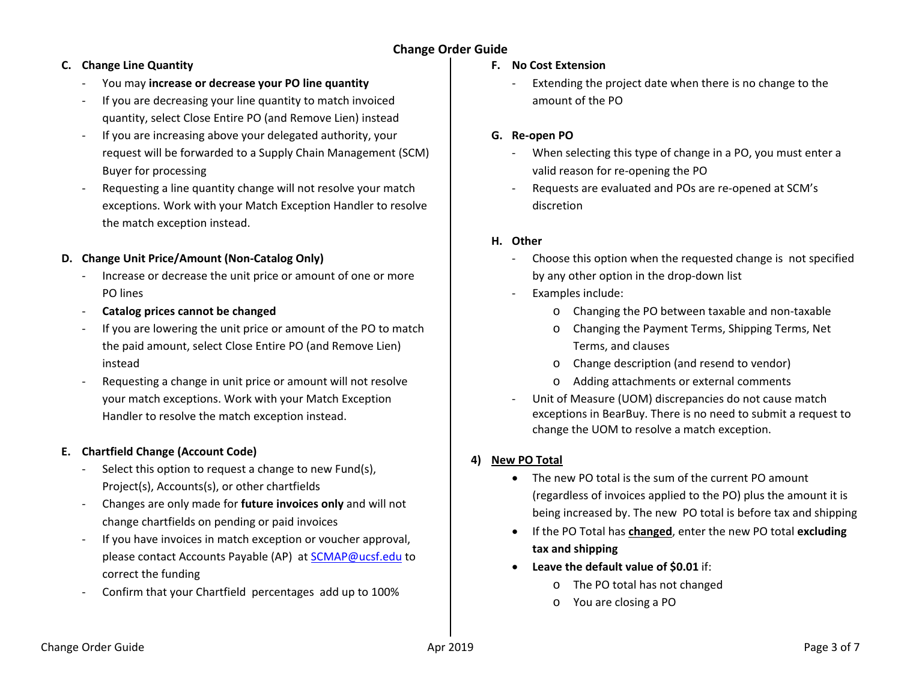# Change Order Guide

### C. Change Line Quantity

- You may **increase or decrease your PO line quantity**
- If you are decreasing your line quantity to match invoiced quantity, select Close Entire PO (and Remove Lien) instead
- If you are increasing above your delegated authority, your request will be forwarded to a Supply Chain Management (SCM) Buyer for processing
- Requesting a line quantity change will not resolve your match exceptions. Work with your Match Exception Handler to resolve the match exception instead.

### D. Change Unit Price/Amount (Non-Catalog Only)

- Increase or decrease the unit price or amount of one or more PO lines
- **Catalog prices cannot be changed**
- If you are lowering the unit price or amount of the PO to match the paid amount, select Close Entire PO (and Remove Lien) instead
- Requesting a change in unit price or amount will not resolve your match exceptions. Work with your Match Exception Handler to resolve the match exception instead.

### E. Chartfield Change (Account Code)

- Select this option to request a change to new Fund(s), Project(s), Accounts(s), or other chartfields
- Changes are only made for **future invoices only** and will not change chartfields on pending or paid invoices
- If you have invoices in match exception or voucher approval, please contact Accounts Payable (AP) at SCMAP@ucsf.edu to correct the funding
- Confirm that your Chartfield percentages add up to 100%

### F. No Cost Extension

- Extending the project date when there is no change to the amount of the PO

### G. Re-open PO

- When selecting this type of change in a PO, you must enter a valid reason for re-opening the PO
- Requests are evaluated and POs are re-opened at SCM's discretion

### H. Other

- Choose this option when the requested change is not specified by any other option in the drop-down list
- Examples include:
  - Changing the PO between taxable and non-taxable
  - Changing the Payment Terms, Shipping Terms, Net Terms, and clauses
  - Change description (and resend to vendor)
  - Adding attachments or external comments
- Unit of Measure (UOM) discrepancies do not cause match exceptions in BearBuy. There is no need to submit a request to change the UOM to resolve a match exception.

## 4) New PO Total

- The new PO total is the sum of the current PO amount (regardless of invoices applied to the PO) plus the amount it is being increased by. The new PO total is before tax and shipping
- If the PO Total has **changed**, enter the new PO total **excluding tax and shipping**
- **Leave the default value of $0.01** if:
  - The PO total has not changed
  - You are closing a PO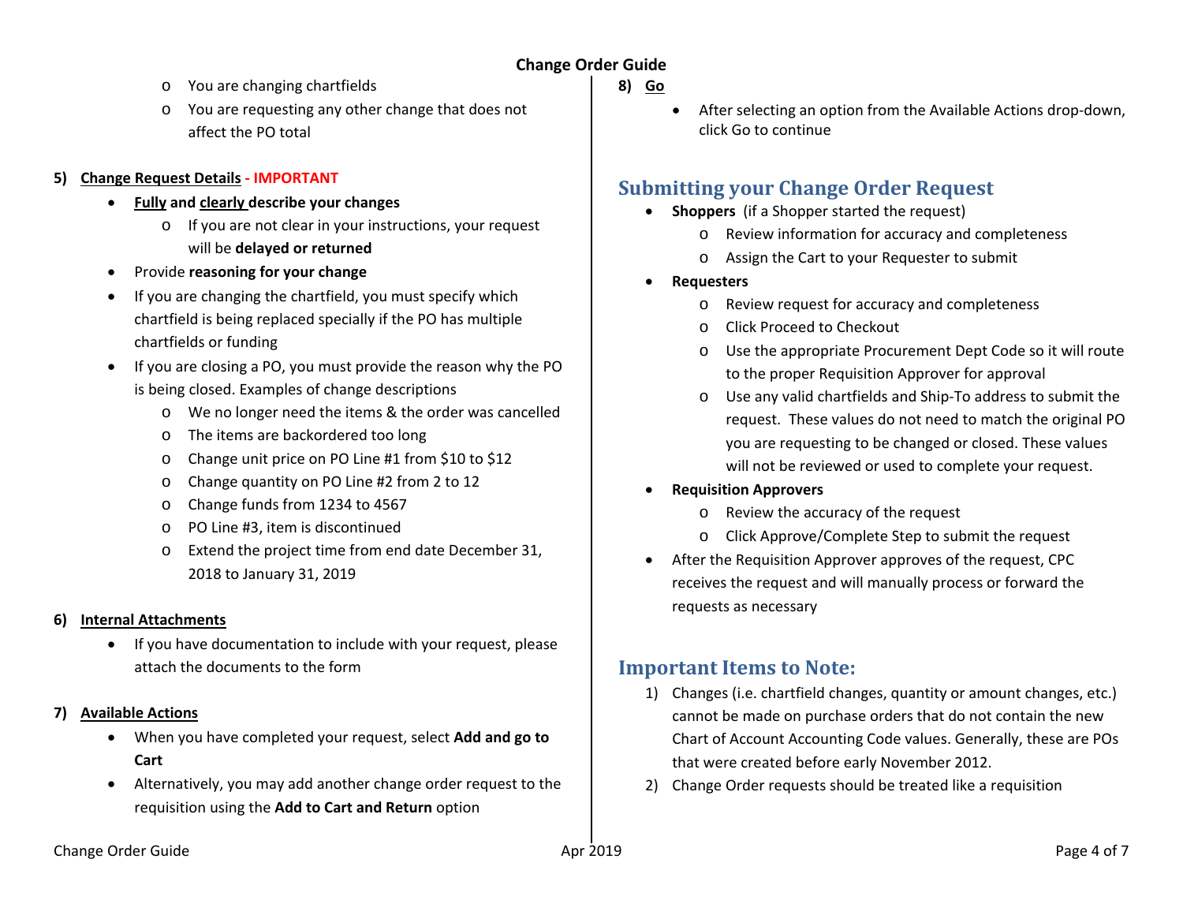- You are changing chartfields
- You are requesting any other change that does not affect the PO total

**5) Change Request Details - IMPORTANT**

- **Fully and clearly describe your changes**
  - If you are not clear in your instructions, your request will be **delayed or returned**
- Provide **reasoning for your change**
- If you are changing the chartfield, you must specify which chartfield is being replaced specially if the PO has multiple chartfields or funding
- If you are closing a PO, you must provide the reason why the PO is being closed. Examples of change descriptions
  - We no longer need the items & the order was cancelled
  - The items are backordered too long
  - Change unit price on PO Line #1 from $10 to $12
  - Change quantity on PO Line #2 from 2 to 12
  - Change funds from 1234 to 4567
  - PO Line #3, item is discontinued
  - Extend the project time from end date December 31, 2018 to January 31, 2019

**6) Internal Attachments**

- If you have documentation to include with your request, please attach the documents to the form

**7) Available Actions**

- When you have completed your request, select **Add and go to Cart**
- Alternatively, you may add another change order request to the requisition using the **Add to Cart and Return** option

**8) Go**

- After selecting an option from the Available Actions drop-down, click Go to continue

## Submitting your Change Order Request

- **Shoppers** (if a Shopper started the request)
  - Review information for accuracy and completeness
  - Assign the Cart to your Requester to submit
- **Requesters**
  - Review request for accuracy and completeness
  - Click Proceed to Checkout
  - Use the appropriate Procurement Dept Code so it will route to the proper Requisition Approver for approval
  - Use any valid chartfields and Ship-To address to submit the request. These values do not need to match the original PO you are requesting to be changed or closed. These values will not be reviewed or used to complete your request.
- **Requisition Approvers**
  - Review the accuracy of the request
  - Click Approve/Complete Step to submit the request
- After the Requisition Approver approves of the request, CPC receives the request and will manually process or forward the requests as necessary

## Important Items to Note:

1) Changes (i.e. chartfield changes, quantity or amount changes, etc.) cannot be made on purchase orders that do not contain the new Chart of Account Accounting Code values. Generally, these are POs that were created before early November 2012.
2) Change Order requests should be treated like a requisition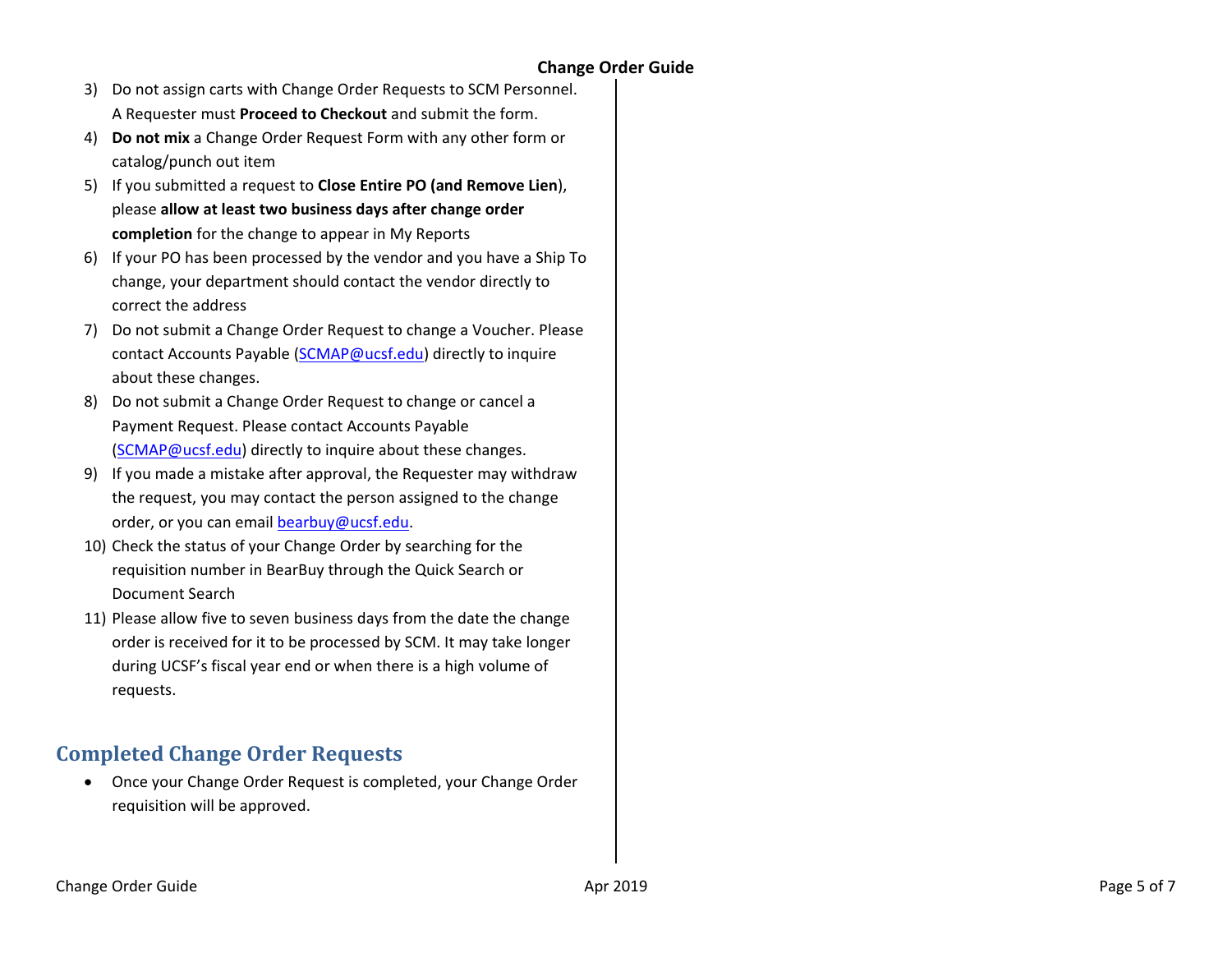3) Do not assign carts with Change Order Requests to SCM Personnel. A Requester must **Proceed to Checkout** and submit the form.
4) **Do not mix** a Change Order Request Form with any other form or catalog/punch out item
5) If you submitted a request to **Close Entire PO (and Remove Lien**), please **allow at least two business days after change order completion** for the change to appear in My Reports
6) If your PO has been processed by the vendor and you have a Ship To change, your department should contact the vendor directly to correct the address
7) Do not submit a Change Order Request to change a Voucher. Please contact Accounts Payable (SCMAP@ucsf.edu) directly to inquire about these changes.
8) Do not submit a Change Order Request to change or cancel a Payment Request. Please contact Accounts Payable (SCMAP@ucsf.edu) directly to inquire about these changes.
9) If you made a mistake after approval, the Requester may withdraw the request, you may contact the person assigned to the change order, or you can email bearbuy@ucsf.edu.
10) Check the status of your Change Order by searching for the requisition number in BearBuy through the Quick Search or Document Search
11) Please allow five to seven business days from the date the change order is received for it to be processed by SCM. It may take longer during UCSF's fiscal year end or when there is a high volume of requests.

## Completed Change Order Requests

- Once your Change Order Request is completed, your Change Order requisition will be approved.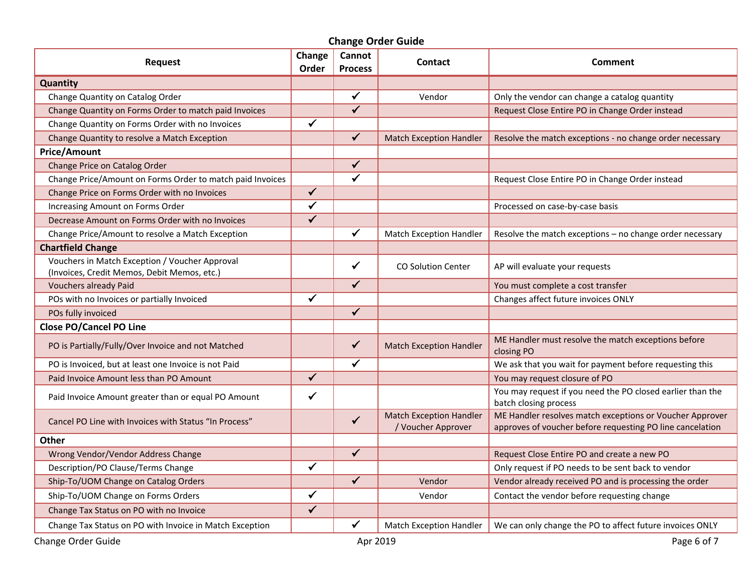## Change Order Guide

| Request | Change Order | Cannot Process | Contact | Comment |
|---|---|---|---|---|
| **Quantity** | | | | |
| Change Quantity on Catalog Order | | ✓ | Vendor | Only the vendor can change a catalog quantity |
| Change Quantity on Forms Order to match paid Invoices | | ✓ | | Request Close Entire PO in Change Order instead |
| Change Quantity on Forms Order with no Invoices | ✓ | | | |
| Change Quantity to resolve a Match Exception | | ✓ | Match Exception Handler | Resolve the match exceptions - no change order necessary |
| **Price/Amount** | | | | |
| Change Price on Catalog Order | | ✓ | | |
| Change Price/Amount on Forms Order to match paid Invoices | | ✓ | | Request Close Entire PO in Change Order instead |
| Change Price on Forms Order with no Invoices | ✓ | | | |
| Increasing Amount on Forms Order | ✓ | | | Processed on case-by-case basis |
| Decrease Amount on Forms Order with no Invoices | ✓ | | | |
| Change Price/Amount to resolve a Match Exception | | ✓ | Match Exception Handler | Resolve the match exceptions – no change order necessary |
| **Chartfield Change** | | | | |
| Vouchers in Match Exception / Voucher Approval (Invoices, Credit Memos, Debit Memos, etc.) | | ✓ | CO Solution Center | AP will evaluate your requests |
| Vouchers already Paid | | ✓ | | You must complete a cost transfer |
| POs with no Invoices or partially Invoiced | ✓ | | | Changes affect future invoices ONLY |
| POs fully invoiced | | ✓ | | |
| **Close PO/Cancel PO Line** | | | | |
| PO is Partially/Fully/Over Invoice and not Matched | | ✓ | Match Exception Handler | ME Handler must resolve the match exceptions before closing PO |
| PO is Invoiced, but at least one Invoice is not Paid | | ✓ | | We ask that you wait for payment before requesting this |
| Paid Invoice Amount less than PO Amount | ✓ | | | You may request closure of PO |
| Paid Invoice Amount greater than or equal PO Amount | ✓ | | | You may request if you need the PO closed earlier than the batch closing process |
| Cancel PO Line with Invoices with Status "In Process" | | ✓ | Match Exception Handler / Voucher Approver | ME Handler resolves match exceptions or Voucher Approver approves of voucher before requesting PO line cancelation |
| **Other** | | | | |
| Wrong Vendor/Vendor Address Change | | ✓ | | Request Close Entire PO and create a new PO |
| Description/PO Clause/Terms Change | ✓ | | | Only request if PO needs to be sent back to vendor |
| Ship-To/UOM Change on Catalog Orders | | ✓ | Vendor | Vendor already received PO and is processing the order |
| Ship-To/UOM Change on Forms Orders | ✓ | | Vendor | Contact the vendor before requesting change |
| Change Tax Status on PO with no Invoice | ✓ | | | |
| Change Tax Status on PO with Invoice in Match Exception | | ✓ | Match Exception Handler | We can only change the PO to affect future invoices ONLY |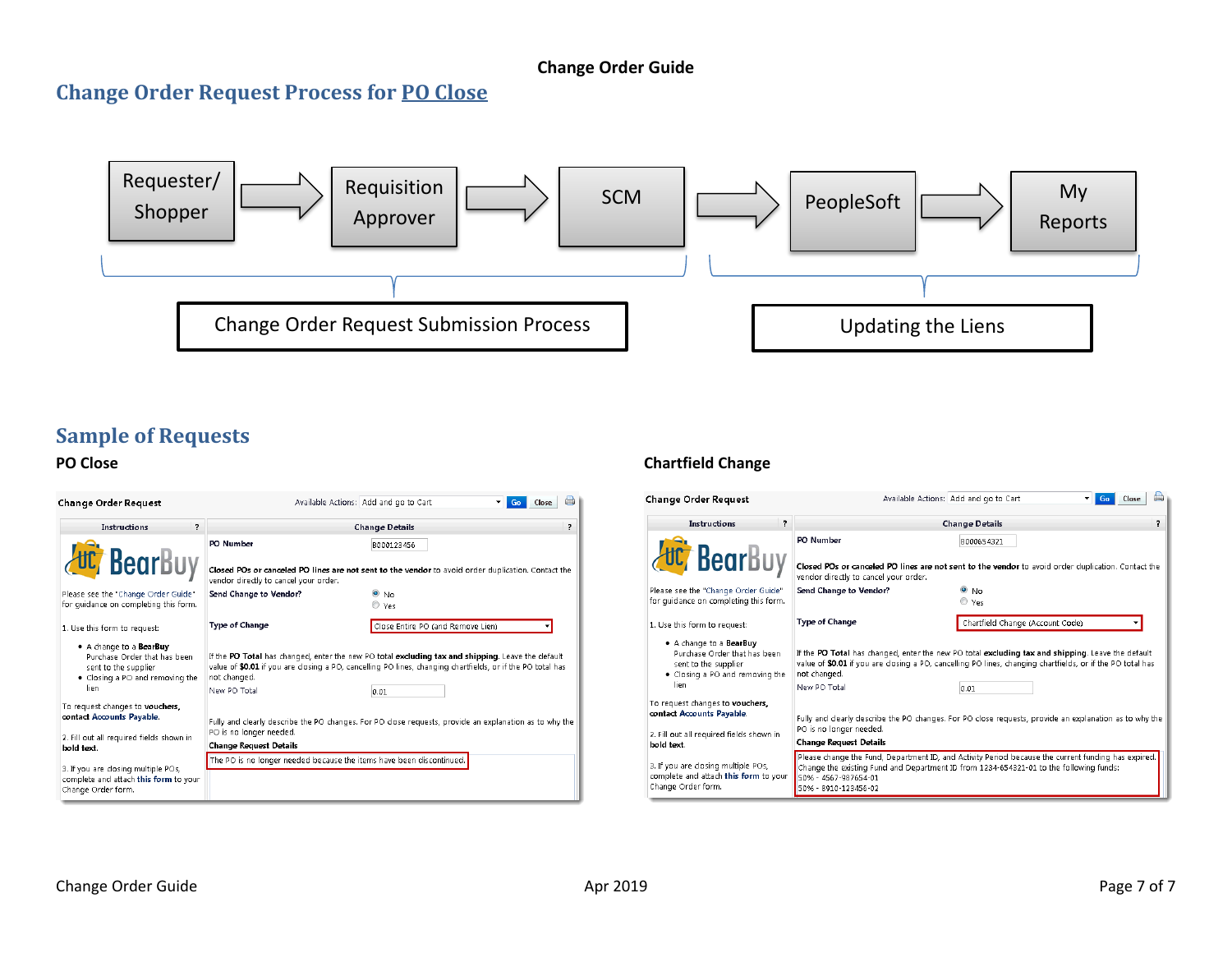## Change Order Request Process for PO Close

Requester/ Shopper → Requisition Approver → SCM → PeopleSoft → My Reports

Change Order Request Submission Process

Updating the Liens

## Sample of Requests

### PO Close

Change Order Request

Available Actions: Add and go to Cart | Go | Close

**Instructions**

BearBuy

Please see the "Change Order Guide" for guidance on completing this form.

1. Use this form to request:
   - A change to a **BearBuy** Purchase Order that has been sent to the supplier
   - Closing a PO and removing the lien

To request changes to **vouchers, contact Accounts Payable.**

2. Fill out all required fields shown in **bold text.**

3. If you are closing multiple POs, complete and attach **this form** to your Change Order form.

**Change Details**

**PO Number**: B000123456

**Closed POs or canceled PO lines are not sent to the vendor** to avoid order duplication. Contact the vendor directly to cancel your order.

**Send Change to Vendor?** No / Yes

**Type of Change**: Close Entire PO (and Remove Lien)

If the **PO Total** has changed, enter the new PO total **excluding tax and shipping**. Leave the default value of **$0.01** if you are closing a PO, cancelling PO lines, changing chartfields, or if the PO total has not changed.

New PO Total: 0.01

Fully and clearly describe the PO changes. For PO close requests, provide an explanation as to why the PO is no longer needed.

**Change Request Details**

The PO is no longer needed because the items have been discontinued.

### Chartfield Change

Change Order Request

Available Actions: Add and go to Cart | Go | Close

**Instructions**

BearBuy

Please see the "Change Order Guide" for guidance on completing this form.

1. Use this form to request:
   - A change to a **BearBuy** Purchase Order that has been sent to the supplier
   - Closing a PO and removing the lien

To request changes to **vouchers, contact Accounts Payable.**

2. Fill out all required fields shown in **bold text.**

3. If you are closing multiple POs, complete and attach **this form** to your Change Order form.

**Change Details**

**PO Number**: B000654321

**Closed POs or canceled PO lines are not sent to the vendor** to avoid order duplication. Contact the vendor directly to cancel your order.

**Send Change to Vendor?** No / Yes

**Type of Change**: Chartfield Change (Account Code)

If the **PO Total** has changed, enter the new PO total **excluding tax and shipping**. Leave the default value of **$0.01** if you are closing a PO, cancelling PO lines, changing chartfields, or if the PO total has not changed.

New PO Total: 0.01

Fully and clearly describe the PO changes. For PO close requests, provide an explanation as to why the PO is no longer needed.

**Change Request Details**

Please change the Fund, Department ID, and Activity Period because the current funding has expired. Change the existing Fund and Department ID from 1234-654321-01 to the following funds:
50% - 4567-987654-01
50% - 8910-123456-02